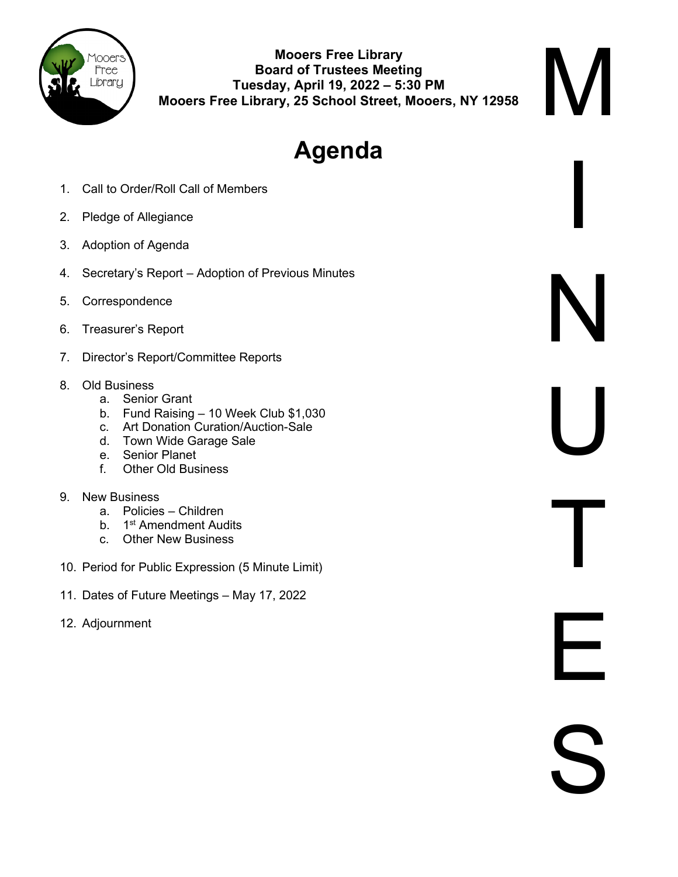**Mooers Free Library**
**Board of Trustees Meeting**
**Tuesday, April 19, 2022 – 5:30 PM**
**Mooers Free Library, 25 School Street, Mooers, NY 12958**

MINUTES

# Agenda

1. Call to Order/Roll Call of Members
2. Pledge of Allegiance
3. Adoption of Agenda
4. Secretary's Report – Adoption of Previous Minutes
5. Correspondence
6. Treasurer's Report
7. Director's Report/Committee Reports
8. Old Business
   a. Senior Grant
   b. Fund Raising – 10 Week Club $1,030
   c. Art Donation Curation/Auction-Sale
   d. Town Wide Garage Sale
   e. Senior Planet
   f. Other Old Business
9. New Business
   a. Policies – Children
   b. 1st Amendment Audits
   c. Other New Business
10. Period for Public Expression (5 Minute Limit)
11. Dates of Future Meetings – May 17, 2022
12. Adjournment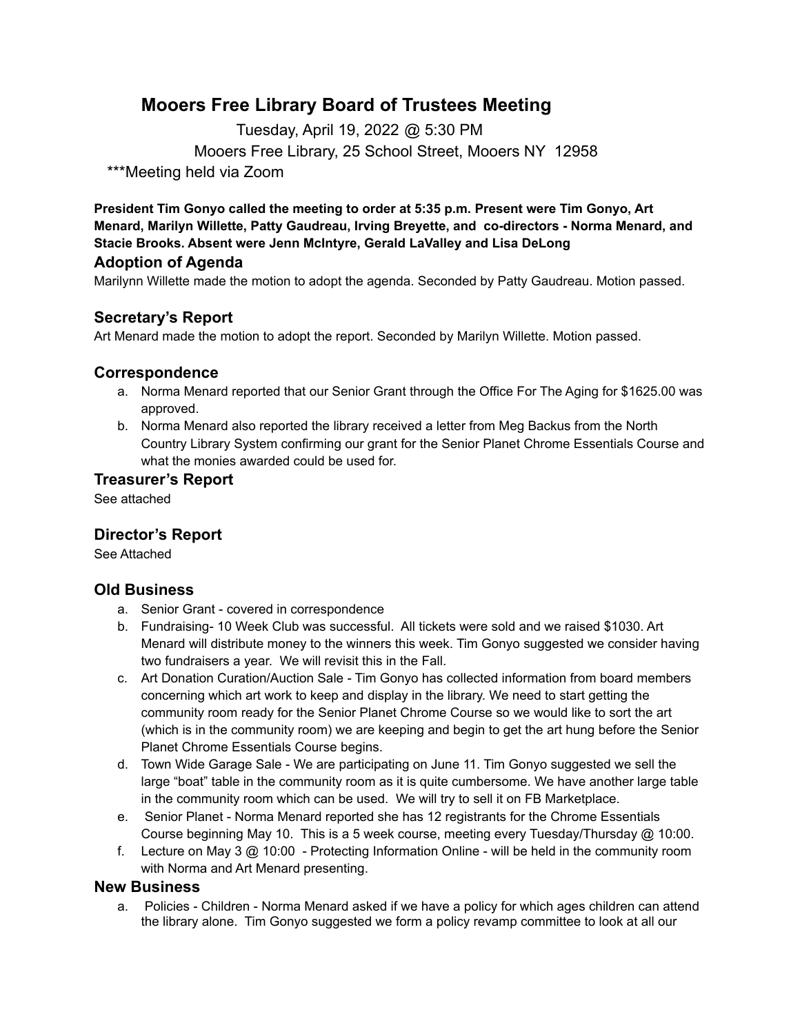# Mooers Free Library Board of Trustees Meeting

Tuesday, April 19, 2022 @ 5:30 PM

Mooers Free Library, 25 School Street, Mooers NY 12958

***Meeting held via Zoom

**President Tim Gonyo called the meeting to order at 5:35 p.m. Present were Tim Gonyo, Art Menard, Marilyn Willette, Patty Gaudreau, Irving Breyette, and co-directors - Norma Menard, and Stacie Brooks. Absent were Jenn McIntyre, Gerald LaValley and Lisa DeLong**

## Adoption of Agenda

Marilynn Willette made the motion to adopt the agenda. Seconded by Patty Gaudreau. Motion passed.

## Secretary's Report

Art Menard made the motion to adopt the report. Seconded by Marilyn Willette. Motion passed.

## Correspondence

a. Norma Menard reported that our Senior Grant through the Office For The Aging for $1625.00 was approved.
b. Norma Menard also reported the library received a letter from Meg Backus from the North Country Library System confirming our grant for the Senior Planet Chrome Essentials Course and what the monies awarded could be used for.

## Treasurer's Report

See attached

## Director's Report

See Attached

## Old Business

a. Senior Grant - covered in correspondence
b. Fundraising- 10 Week Club was successful. All tickets were sold and we raised $1030. Art Menard will distribute money to the winners this week. Tim Gonyo suggested we consider having two fundraisers a year. We will revisit this in the Fall.
c. Art Donation Curation/Auction Sale - Tim Gonyo has collected information from board members concerning which art work to keep and display in the library. We need to start getting the community room ready for the Senior Planet Chrome Course so we would like to sort the art (which is in the community room) we are keeping and begin to get the art hung before the Senior Planet Chrome Essentials Course begins.
d. Town Wide Garage Sale - We are participating on June 11. Tim Gonyo suggested we sell the large "boat" table in the community room as it is quite cumbersome. We have another large table in the community room which can be used. We will try to sell it on FB Marketplace.
e. Senior Planet - Norma Menard reported she has 12 registrants for the Chrome Essentials Course beginning May 10. This is a 5 week course, meeting every Tuesday/Thursday @ 10:00.
f. Lecture on May 3 @ 10:00 - Protecting Information Online - will be held in the community room with Norma and Art Menard presenting.

## New Business

a. Policies - Children - Norma Menard asked if we have a policy for which ages children can attend the library alone. Tim Gonyo suggested we form a policy revamp committee to look at all our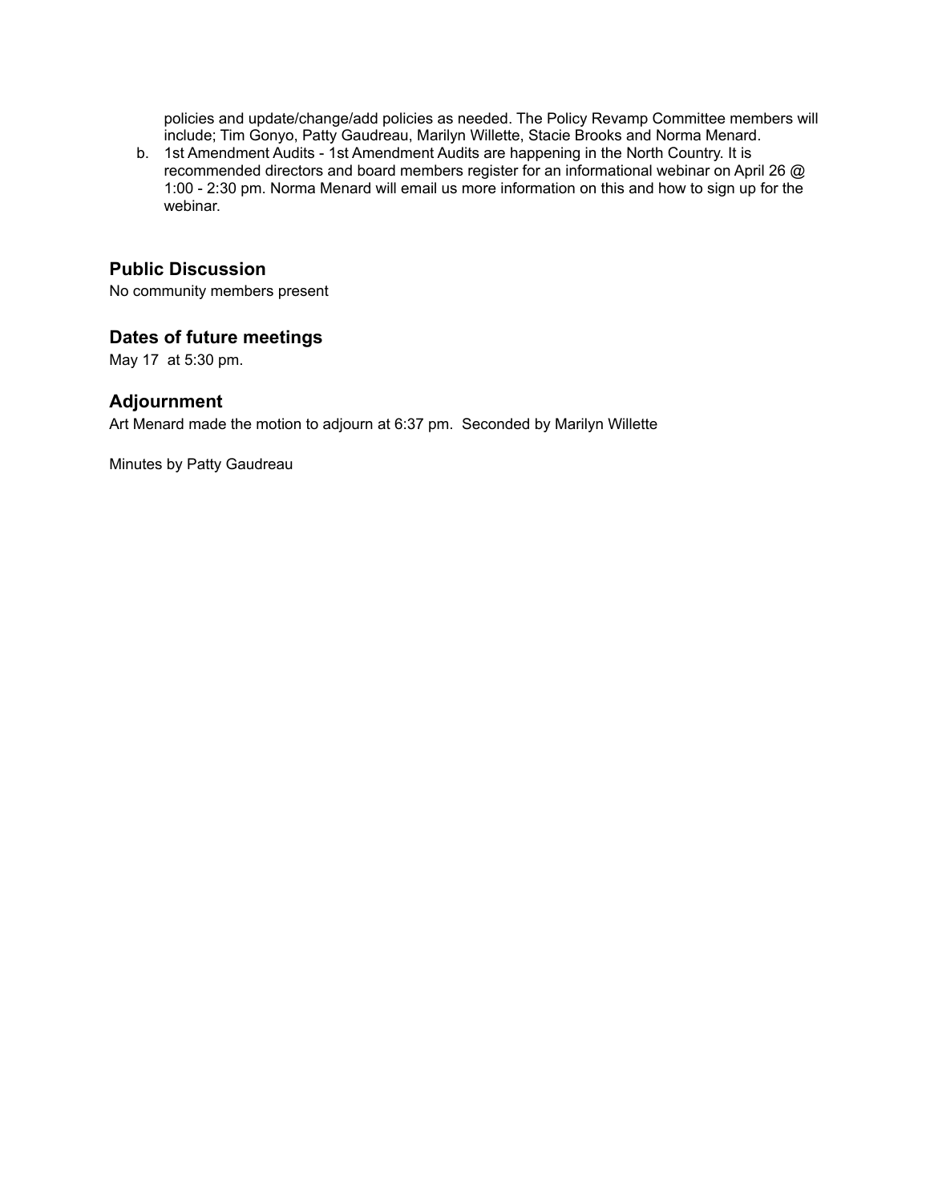policies and update/change/add policies as needed. The Policy Revamp Committee members will include; Tim Gonyo, Patty Gaudreau, Marilyn Willette, Stacie Brooks and Norma Menard.

b. 1st Amendment Audits - 1st Amendment Audits are happening in the North Country. It is recommended directors and board members register for an informational webinar on April 26 @ 1:00 - 2:30 pm. Norma Menard will email us more information on this and how to sign up for the webinar.

## Public Discussion

No community members present

## Dates of future meetings

May 17  at 5:30 pm.

## Adjournment

Art Menard made the motion to adjourn at 6:37 pm.  Seconded by Marilyn Willette

Minutes by Patty Gaudreau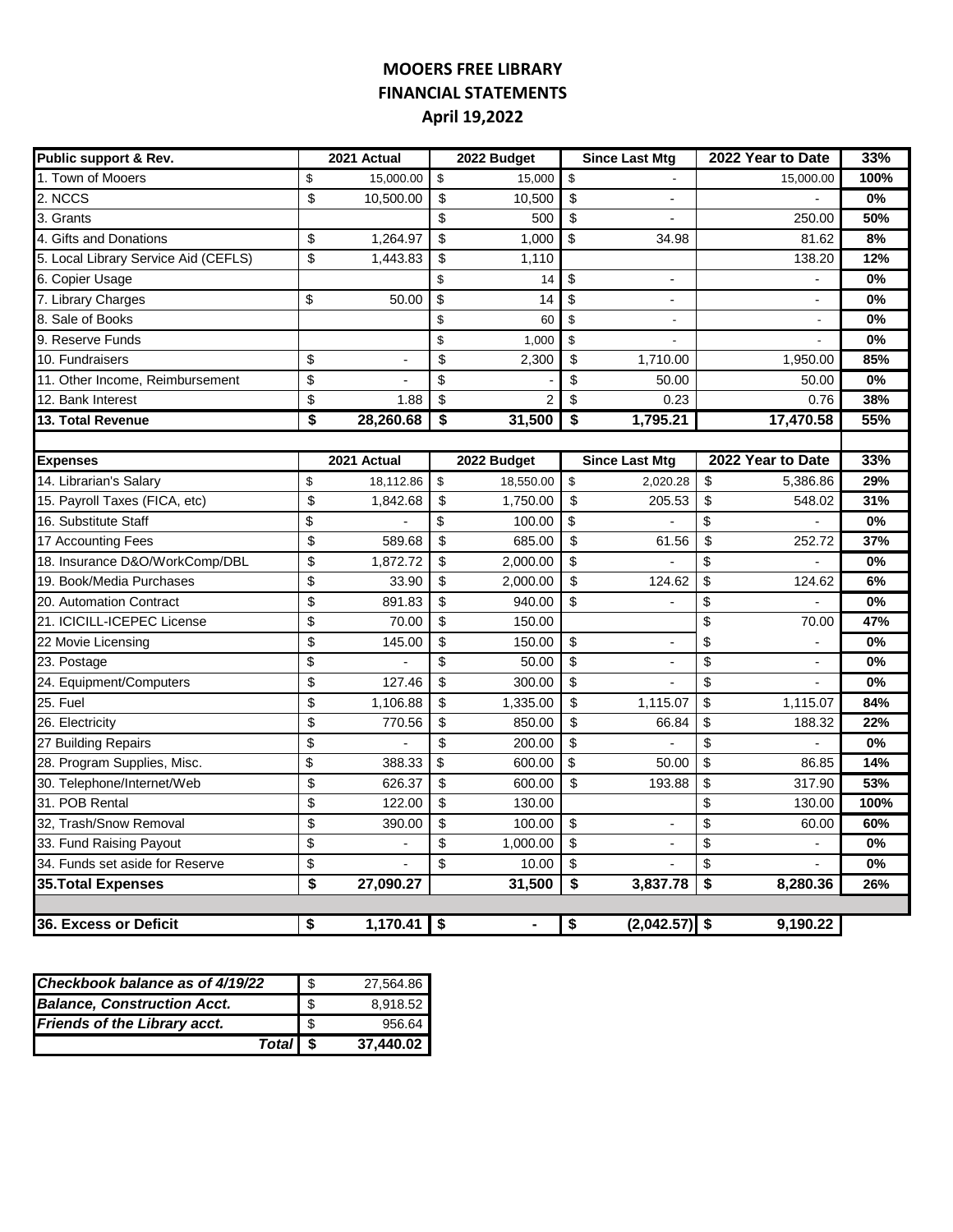# MOOERS FREE LIBRARY
## FINANCIAL STATEMENTS
### April 19,2022

| Public support & Rev. | 2021 Actual | 2022 Budget | Since Last Mtg | 2022 Year to Date | 33% |
|---|---|---|---|---|---|
| 1. Town of Mooers | $ 15,000.00 | $ 15,000 | $ - | 15,000.00 | 100% |
| 2. NCCS | $ 10,500.00 | $ 10,500 | $ - | - | 0% |
| 3. Grants | | $ 500 | $ - | 250.00 | 50% |
| 4. Gifts and Donations | $ 1,264.97 | $ 1,000 | $ 34.98 | 81.62 | 8% |
| 5. Local Library Service Aid (CEFLS) | $ 1,443.83 | $ 1,110 | | 138.20 | 12% |
| 6. Copier Usage | | $ 14 | $ - | - | 0% |
| 7. Library Charges | $ 50.00 | $ 14 | $ - | - | 0% |
| 8. Sale of Books | | $ 60 | $ - | - | 0% |
| 9. Reserve Funds | | $ 1,000 | $ - | - | 0% |
| 10. Fundraisers | $ - | $ 2,300 | $ 1,710.00 | 1,950.00 | 85% |
| 11. Other Income, Reimbursement | $ - | $ - | $ 50.00 | 50.00 | 0% |
| 12. Bank Interest | $ 1.88 | $ 2 | $ 0.23 | 0.76 | 38% |
| **13. Total Revenue** | **$ 28,260.68** | **$ 31,500** | **$ 1,795.21** | **17,470.58** | **55%** |

| Expenses | 2021 Actual | 2022 Budget | Since Last Mtg | 2022 Year to Date | 33% |
|---|---|---|---|---|---|
| 14. Librarian's Salary | $ 18,112.86 | $ 18,550.00 | $ 2,020.28 | $ 5,386.86 | 29% |
| 15. Payroll Taxes (FICA, etc) | $ 1,842.68 | $ 1,750.00 | $ 205.53 | $ 548.02 | 31% |
| 16. Substitute Staff | $ - | $ 100.00 | $ - | $ - | 0% |
| 17 Accounting Fees | $ 589.68 | $ 685.00 | $ 61.56 | $ 252.72 | 37% |
| 18. Insurance D&O/WorkComp/DBL | $ 1,872.72 | $ 2,000.00 | $ - | $ - | 0% |
| 19. Book/Media Purchases | $ 33.90 | $ 2,000.00 | $ 124.62 | $ 124.62 | 6% |
| 20. Automation Contract | $ 891.83 | $ 940.00 | $ - | $ - | 0% |
| 21. ICICILL-ICEPEC License | $ 70.00 | $ 150.00 | | $ 70.00 | 47% |
| 22 Movie Licensing | $ 145.00 | $ 150.00 | $ - | $ - | 0% |
| 23. Postage | $ - | $ 50.00 | $ - | $ - | 0% |
| 24. Equipment/Computers | $ 127.46 | $ 300.00 | $ - | $ - | 0% |
| 25. Fuel | $ 1,106.88 | $ 1,335.00 | $ 1,115.07 | $ 1,115.07 | 84% |
| 26. Electricity | $ 770.56 | $ 850.00 | $ 66.84 | $ 188.32 | 22% |
| 27 Building Repairs | $ - | $ 200.00 | $ - | $ - | 0% |
| 28. Program Supplies, Misc. | $ 388.33 | $ 600.00 | $ 50.00 | $ 86.85 | 14% |
| 30. Telephone/Internet/Web | $ 626.37 | $ 600.00 | $ 193.88 | $ 317.90 | 53% |
| 31. POB Rental | $ 122.00 | $ 130.00 | | $ 130.00 | 100% |
| 32, Trash/Snow Removal | $ 390.00 | $ 100.00 | $ - | $ 60.00 | 60% |
| 33. Fund Raising Payout | $ - | $ 1,000.00 | $ - | $ - | 0% |
| 34. Funds set aside for Reserve | $ - | $ 10.00 | $ - | $ - | 0% |
| **35.Total Expenses** | **$ 27,090.27** | **31,500** | **$ 3,837.78** | **$ 8,280.36** | **26%** |
| | | | | | |
| **36. Excess or Deficit** | **$ 1,170.41** | **$ -** | **$ (2,042.57)** | **$ 9,190.22** | |

| | |
|---|---|
| ***Checkbook balance as of 4/19/22*** | $ 27,564.86 |
| ***Balance, Construction Acct.*** | $ 8,918.52 |
| ***Friends of the Library acct.*** | $ 956.64 |
| ***Total*** | **$ 37,440.02** |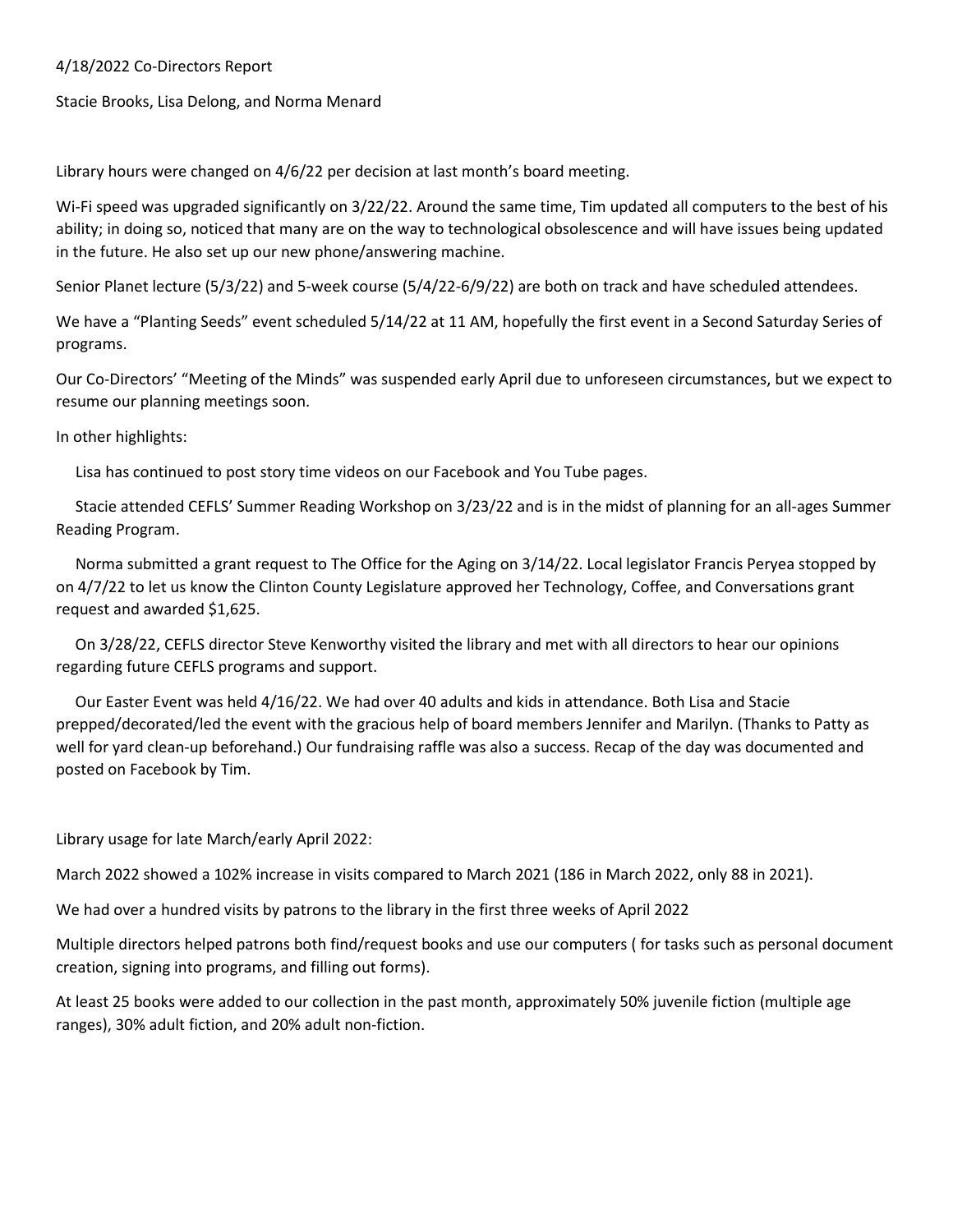4/18/2022 Co-Directors Report

Stacie Brooks, Lisa Delong, and Norma Menard

Library hours were changed on 4/6/22 per decision at last month's board meeting.

Wi-Fi speed was upgraded significantly on 3/22/22. Around the same time, Tim updated all computers to the best of his ability; in doing so, noticed that many are on the way to technological obsolescence and will have issues being updated in the future. He also set up our new phone/answering machine.

Senior Planet lecture (5/3/22) and 5-week course (5/4/22-6/9/22) are both on track and have scheduled attendees.

We have a "Planting Seeds" event scheduled 5/14/22 at 11 AM, hopefully the first event in a Second Saturday Series of programs.

Our Co-Directors' "Meeting of the Minds" was suspended early April due to unforeseen circumstances, but we expect to resume our planning meetings soon.

In other highlights:

Lisa has continued to post story time videos on our Facebook and You Tube pages.

Stacie attended CEFLS' Summer Reading Workshop on 3/23/22 and is in the midst of planning for an all-ages Summer Reading Program.

Norma submitted a grant request to The Office for the Aging on 3/14/22. Local legislator Francis Peryea stopped by on 4/7/22 to let us know the Clinton County Legislature approved her Technology, Coffee, and Conversations grant request and awarded $1,625.

On 3/28/22, CEFLS director Steve Kenworthy visited the library and met with all directors to hear our opinions regarding future CEFLS programs and support.

Our Easter Event was held 4/16/22. We had over 40 adults and kids in attendance. Both Lisa and Stacie prepped/decorated/led the event with the gracious help of board members Jennifer and Marilyn. (Thanks to Patty as well for yard clean-up beforehand.) Our fundraising raffle was also a success. Recap of the day was documented and posted on Facebook by Tim.

Library usage for late March/early April 2022:

March 2022 showed a 102% increase in visits compared to March 2021 (186 in March 2022, only 88 in 2021).

We had over a hundred visits by patrons to the library in the first three weeks of April 2022

Multiple directors helped patrons both find/request books and use our computers ( for tasks such as personal document creation, signing into programs, and filling out forms).

At least 25 books were added to our collection in the past month, approximately 50% juvenile fiction (multiple age ranges), 30% adult fiction, and 20% adult non-fiction.